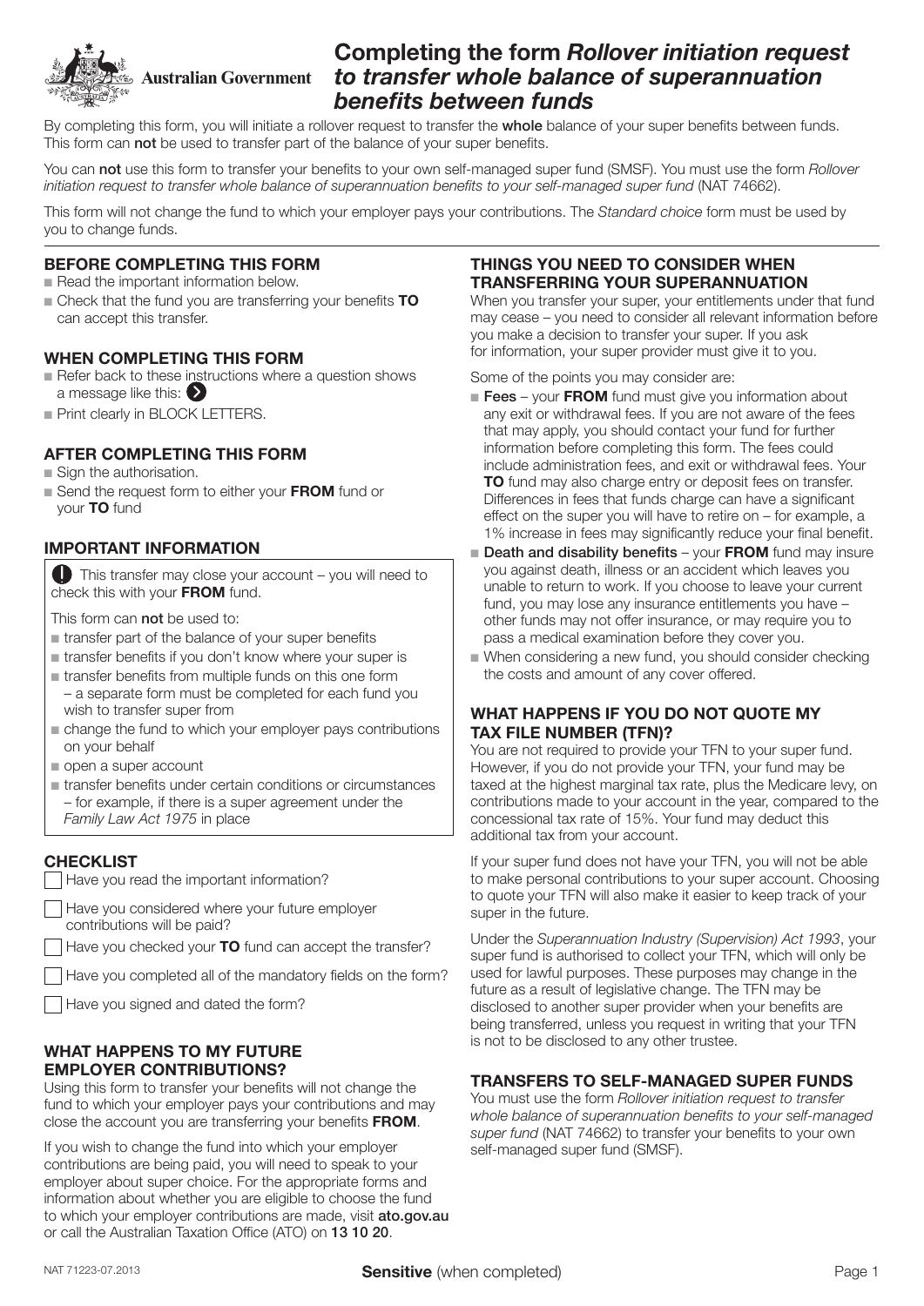Australian Government

# Completing the form *Rollover initiation request to transfer whole balance of superannuation benefits between funds*

By completing this form, you will initiate a rollover request to transfer the **whole** balance of your super benefits between funds. This form can **not** be used to transfer part of the balance of your super benefits.

You can **not** use this form to transfer your benefits to your own self-managed super fund (SMSF). You must use the form *Rollover initiation request to transfer whole balance of superannuation benefits to your self-managed super fund* (NAT 74662).

This form will not change the fund to which your employer pays your contributions. The *Standard choice* form must be used by you to change funds.

## BEFORE COMPLETING THIS FORM

- Read the important information below.
- Check that the fund you are transferring your benefits **TO** can accept this transfer.

## WHEN COMPLETING THIS FORM

- Refer back to these instructions where a question shows a message like this: ❯
- Print clearly in BLOCK LETTERS.

## AFTER COMPLETING THIS FORM

- Sign the authorisation.
- Send the request form to either your **FROM** fund or your **TO** fund

## IMPORTANT INFORMATION

! This transfer may close your account – you will need to check this with your **FROM** fund.

This form can **not** be used to:

- transfer part of the balance of your super benefits
- transfer benefits if you don't know where your super is
- transfer benefits from multiple funds on this one form – a separate form must be completed for each fund you wish to transfer super from
- change the fund to which your employer pays contributions on your behalf
- open a super account
- transfer benefits under certain conditions or circumstances – for example, if there is a super agreement under the *Family Law Act 1975* in place

## CHECKLIST

- [ ] Have you read the important information?
- [ ] Have you considered where your future employer contributions will be paid?
- [ ] Have you checked your **TO** fund can accept the transfer?
- [ ] Have you completed all of the mandatory fields on the form?
- [ ] Have you signed and dated the form?

## WHAT HAPPENS TO MY FUTURE EMPLOYER CONTRIBUTIONS?

Using this form to transfer your benefits will not change the fund to which your employer pays your contributions and may close the account you are transferring your benefits **FROM**.

If you wish to change the fund into which your employer contributions are being paid, you will need to speak to your employer about super choice. For the appropriate forms and information about whether you are eligible to choose the fund to which your employer contributions are made, visit **ato.gov.au** or call the Australian Taxation Office (ATO) on **13 10 20**.

## THINGS YOU NEED TO CONSIDER WHEN TRANSFERRING YOUR SUPERANNUATION

When you transfer your super, your entitlements under that fund may cease – you need to consider all relevant information before you make a decision to transfer your super. If you ask for information, your super provider must give it to you.

Some of the points you may consider are:

- **Fees** – your **FROM** fund must give you information about any exit or withdrawal fees. If you are not aware of the fees that may apply, you should contact your fund for further information before completing this form. The fees could include administration fees, and exit or withdrawal fees. Your **TO** fund may also charge entry or deposit fees on transfer. Differences in fees that funds charge can have a significant effect on the super you will have to retire on – for example, a 1% increase in fees may significantly reduce your final benefit.
- **Death and disability benefits** – your **FROM** fund may insure you against death, illness or an accident which leaves you unable to return to work. If you choose to leave your current fund, you may lose any insurance entitlements you have – other funds may not offer insurance, or may require you to pass a medical examination before they cover you.
- When considering a new fund, you should consider checking the costs and amount of any cover offered.

## WHAT HAPPENS IF YOU DO NOT QUOTE MY TAX FILE NUMBER (TFN)?

You are not required to provide your TFN to your super fund. However, if you do not provide your TFN, your fund may be taxed at the highest marginal tax rate, plus the Medicare levy, on contributions made to your account in the year, compared to the concessional tax rate of 15%. Your fund may deduct this additional tax from your account.

If your super fund does not have your TFN, you will not be able to make personal contributions to your super account. Choosing to quote your TFN will also make it easier to keep track of your super in the future.

Under the *Superannuation Industry (Supervision) Act 1993*, your super fund is authorised to collect your TFN, which will only be used for lawful purposes. These purposes may change in the future as a result of legislative change. The TFN may be disclosed to another super provider when your benefits are being transferred, unless you request in writing that your TFN is not to be disclosed to any other trustee.

## TRANSFERS TO SELF-MANAGED SUPER FUNDS

You must use the form *Rollover initiation request to transfer whole balance of superannuation benefits to your self-managed super fund* (NAT 74662) to transfer your benefits to your own self-managed super fund (SMSF).

NAT 71223-07.2013

**Sensitive** (when completed)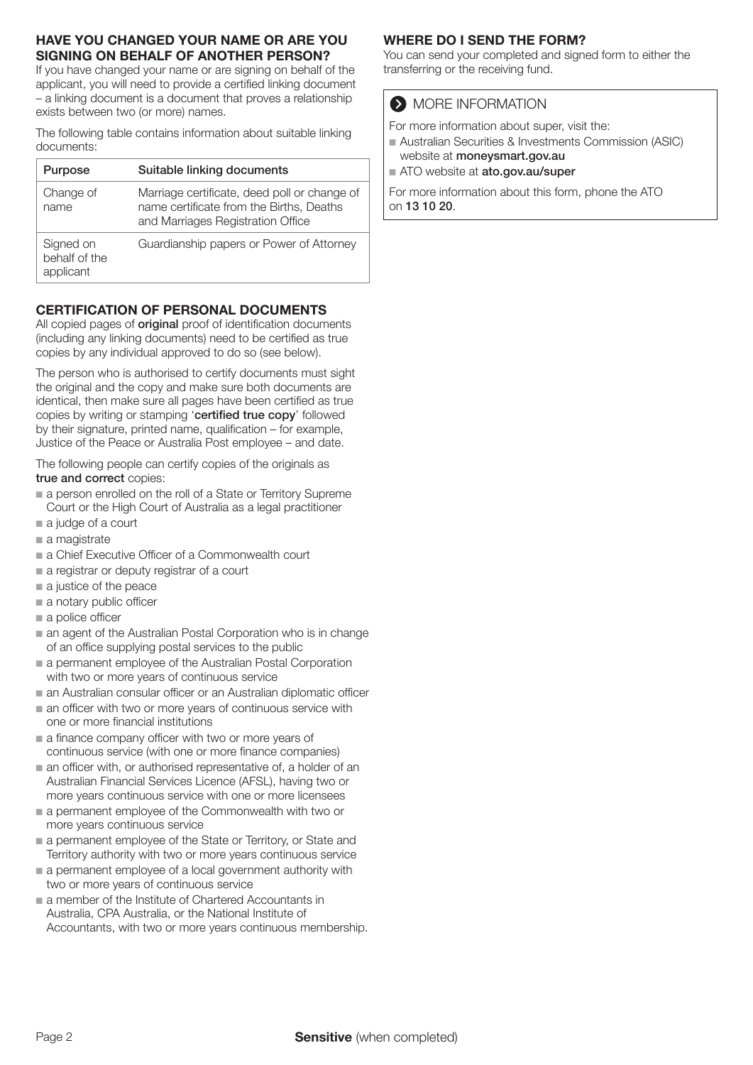## HAVE YOU CHANGED YOUR NAME OR ARE YOU SIGNING ON BEHALF OF ANOTHER PERSON?

If you have changed your name or are signing on behalf of the applicant, you will need to provide a certified linking document – a linking document is a document that proves a relationship exists between two (or more) names.

The following table contains information about suitable linking documents:

| Purpose | Suitable linking documents |
|---|---|
| Change of name | Marriage certificate, deed poll or change of name certificate from the Births, Deaths and Marriages Registration Office |
| Signed on behalf of the applicant | Guardianship papers or Power of Attorney |

## CERTIFICATION OF PERSONAL DOCUMENTS

All copied pages of **original** proof of identification documents (including any linking documents) need to be certified as true copies by any individual approved to do so (see below).

The person who is authorised to certify documents must sight the original and the copy and make sure both documents are identical, then make sure all pages have been certified as true copies by writing or stamping '**certified true copy**' followed by their signature, printed name, qualification – for example, Justice of the Peace or Australia Post employee – and date.

The following people can certify copies of the originals as **true and correct** copies:

- a person enrolled on the roll of a State or Territory Supreme Court or the High Court of Australia as a legal practitioner
- a judge of a court
- a magistrate
- a Chief Executive Officer of a Commonwealth court
- a registrar or deputy registrar of a court
- a justice of the peace
- a notary public officer
- a police officer
- an agent of the Australian Postal Corporation who is in change of an office supplying postal services to the public
- a permanent employee of the Australian Postal Corporation with two or more years of continuous service
- an Australian consular officer or an Australian diplomatic officer
- an officer with two or more years of continuous service with one or more financial institutions
- a finance company officer with two or more years of continuous service (with one or more finance companies)
- an officer with, or authorised representative of, a holder of an Australian Financial Services Licence (AFSL), having two or more years continuous service with one or more licensees
- a permanent employee of the Commonwealth with two or more years continuous service
- a permanent employee of the State or Territory, or State and Territory authority with two or more years continuous service
- a permanent employee of a local government authority with two or more years of continuous service
- a member of the Institute of Chartered Accountants in Australia, CPA Australia, or the National Institute of Accountants, with two or more years continuous membership.

## WHERE DO I SEND THE FORM?

You can send your completed and signed form to either the transferring or the receiving fund.

### MORE INFORMATION

For more information about super, visit the:

- Australian Securities & Investments Commission (ASIC) website at **moneysmart.gov.au**
- ATO website at **ato.gov.au/super**

For more information about this form, phone the ATO on **13 10 20**.

**Sensitive** (when completed)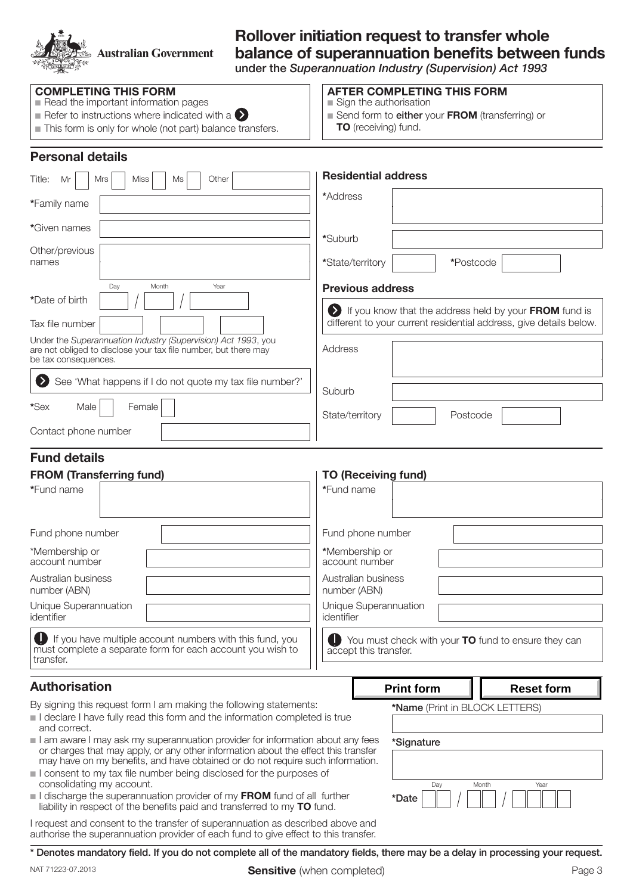Australian Government

# Rollover initiation request to transfer whole balance of superannuation benefits between funds

under the *Superannuation Industry (Supervision) Act 1993*

**COMPLETING THIS FORM**

- Read the important information pages
- Refer to instructions where indicated with a ❯
- This form is only for whole (not part) balance transfers.

**AFTER COMPLETING THIS FORM**

- Sign the authorisation
- Send form to **either** your **FROM** (transferring) or **TO** (receiving) fund.

## Personal details

Title: Mr ☐ Mrs ☐ Miss ☐ Ms ☐ Other ________

*Family name ________

*Given names ________

Other/previous names ________

*Date of birth Day ___ / Month ___ / Year ___

Tax file number ________

Under the *Superannuation Industry (Supervision) Act 1993*, you are not obliged to disclose your tax file number, but there may be tax consequences.

❯ See 'What happens if I do not quote my tax file number?'

*Sex Male ☐ Female ☐

Contact phone number ________

### Residential address

*Address ________

*Suburb ________

*State/territory ________ *Postcode ________

### Previous address

❯ If you know that the address held by your **FROM** fund is different to your current residential address, give details below.

Address ________

Suburb ________

State/territory ________ Postcode ________

## Fund details

### FROM (Transferring fund)

*Fund name ________

Fund phone number ________

*Membership or account number ________

Australian business number (ABN) ________

Unique Superannuation identifier ________

**!** If you have multiple account numbers with this fund, you must complete a separate form for each account you wish to transfer.

### TO (Receiving fund)

*Fund name ________

Fund phone number ________

*Membership or account number ________

Australian business number (ABN) ________

Unique Superannuation identifier ________

**!** You must check with your **TO** fund to ensure they can accept this transfer.

## Authorisation

**Print form** **Reset form**

By signing this request form I am making the following statements:

- I declare I have fully read this form and the information completed is true and correct.
- I am aware I may ask my superannuation provider for information about any fees or charges that may apply, or any other information about the effect this transfer may have on my benefits, and have obtained or do not require such information.
- I consent to my tax file number being disclosed for the purposes of consolidating my account.
- I discharge the superannuation provider of my **FROM** fund of all further liability in respect of the benefits paid and transferred to my **TO** fund.

I request and consent to the transfer of superannuation as described above and authorise the superannuation provider of each fund to give effect to this transfer.

***Name** (Print in BLOCK LETTERS) ________

***Signature** ________

***Date** Day ___ / Month ___ / Year ___

**\* Denotes mandatory field. If you do not complete all of the mandatory fields, there may be a delay in processing your request.**

NAT 71223-07.2013

**Sensitive** (when completed)